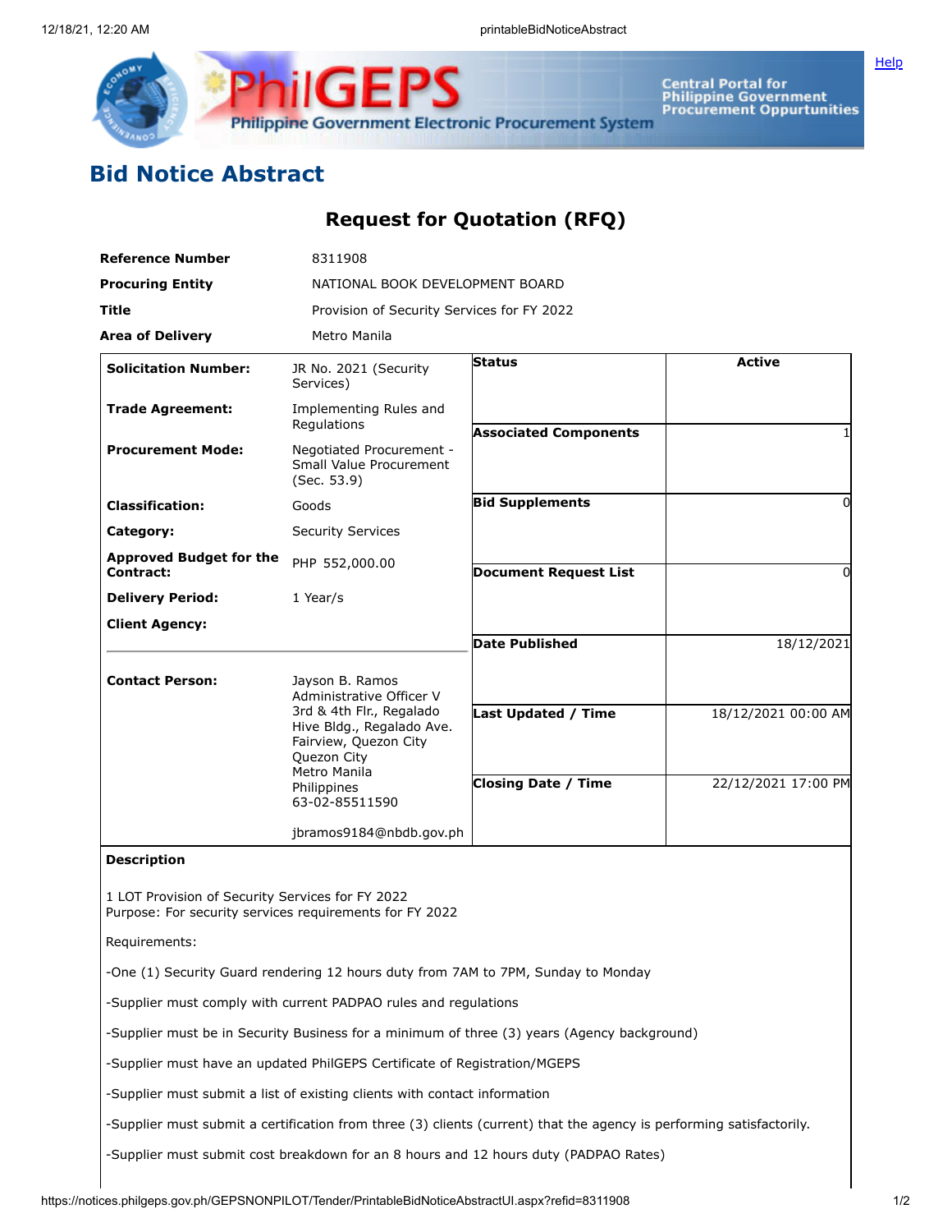## Bid Notice Abstract

### Request for Quotation (RFQ)

| | |
|---|---|
| **Reference Number** | 8311908 |
| **Procuring Entity** | NATIONAL BOOK DEVELOPMENT BOARD |
| **Title** | Provision of Security Services for FY 2022 |
| **Area of Delivery** | Metro Manila |

| | | | |
|---|---|---|---|
| **Solicitation Number:** | JR No. 2021 (Security Services) | **Status** | **Active** |
| **Trade Agreement:** | Implementing Rules and Regulations | **Associated Components** | 1 |
| **Procurement Mode:** | Negotiated Procurement - Small Value Procurement (Sec. 53.9) | **Bid Supplements** | 0 |
| **Classification:** | Goods | **Document Request List** | 0 |
| **Category:** | Security Services | **Date Published** | 18/12/2021 |
| **Approved Budget for the Contract:** | PHP 552,000.00 | **Last Updated / Time** | 18/12/2021 00:00 AM |
| **Delivery Period:** | 1 Year/s | **Closing Date / Time** | 22/12/2021 17:00 PM |
| **Client Agency:** | | | |
| **Contact Person:** | Jayson B. Ramos<br>Administrative Officer V<br>3rd & 4th Flr., Regalado Hive Bldg., Regalado Ave. Fairview, Quezon City<br>Quezon City<br>Metro Manila<br>Philippines<br>63-02-85511590<br><br>jbramos9184@nbdb.gov.ph | | |

**Description**

1 LOT Provision of Security Services for FY 2022
Purpose: For security services requirements for FY 2022

Requirements:

-One (1) Security Guard rendering 12 hours duty from 7AM to 7PM, Sunday to Monday

-Supplier must comply with current PADPAO rules and regulations

-Supplier must be in Security Business for a minimum of three (3) years (Agency background)

-Supplier must have an updated PhilGEPS Certificate of Registration/MGEPS

-Supplier must submit a list of existing clients with contact information

-Supplier must submit a certification from three (3) clients (current) that the agency is performing satisfactorily.

-Supplier must submit cost breakdown for an 8 hours and 12 hours duty (PADPAO Rates)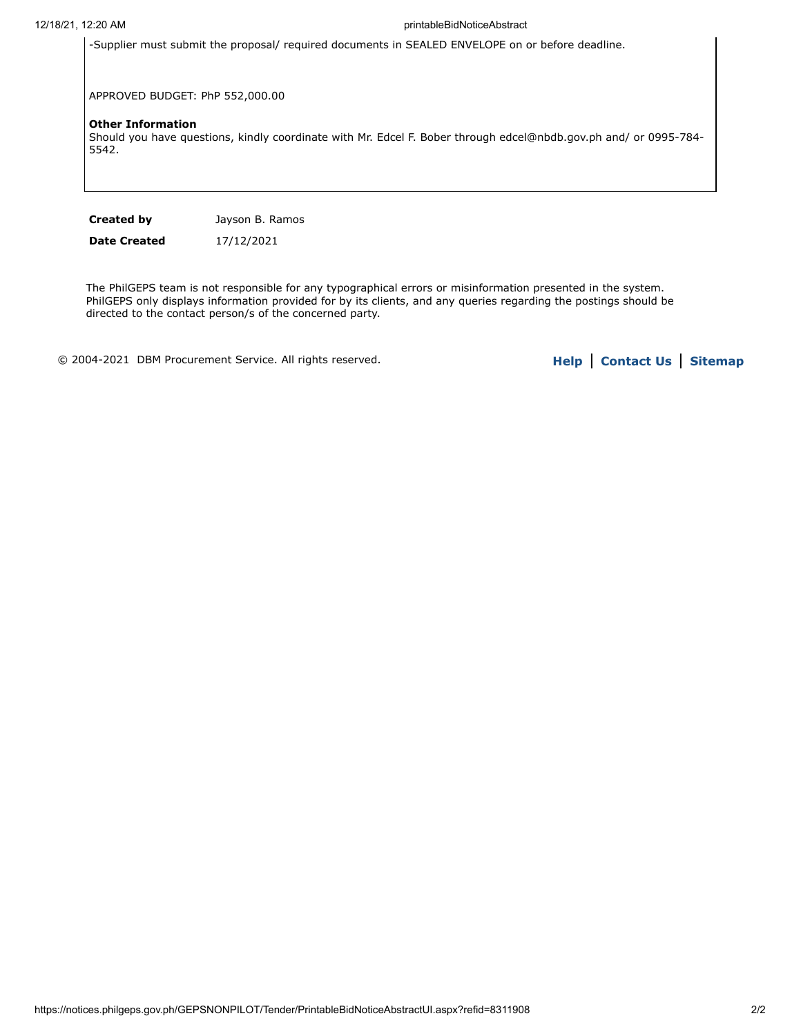-Supplier must submit the proposal/ required documents in SEALED ENVELOPE on or before deadline.

APPROVED BUDGET: PhP 552,000.00

**Other Information**

Should you have questions, kindly coordinate with Mr. Edcel F. Bober through edcel@nbdb.gov.ph and/ or 0995-784-5542.

| | |
|---|---|
| **Created by** | Jayson B. Ramos |
| **Date Created** | 17/12/2021 |

The PhilGEPS team is not responsible for any typographical errors or misinformation presented in the system. PhilGEPS only displays information provided for by its clients, and any queries regarding the postings should be directed to the contact person/s of the concerned party.

© 2004-2021 DBM Procurement Service. All rights reserved.

**Help** | **Contact Us** | **Sitemap**